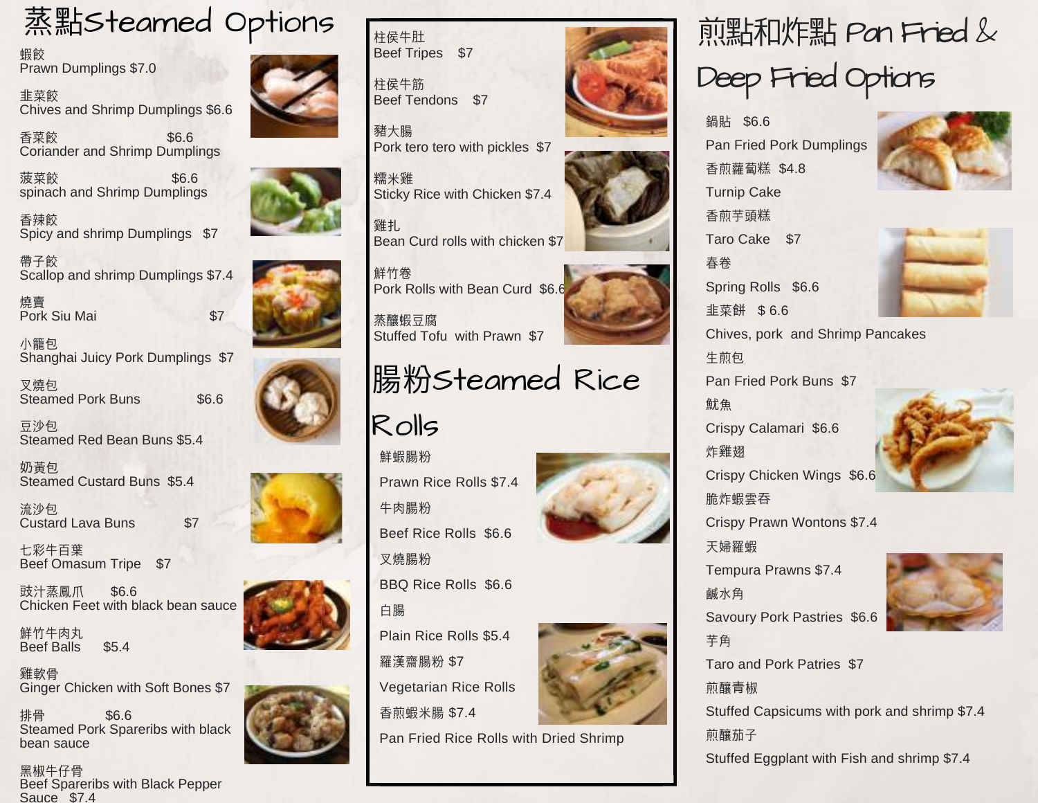# 蒸點Steamed Options

蝦餃
Prawn Dumplings $7.0

韮菜餃
Chives and Shrimp Dumplings $6.6

香菜餃 $6.6
Coriander and Shrimp Dumplings

菠菜餃 $6.6
spinach and Shrimp Dumplings

香辣餃
Spicy and shrimp Dumplings $7

帶子餃
Scallop and shrimp Dumplings $7.4

燒賣
Pork Siu Mai $7

小籠包
Shanghai Juicy Pork Dumplings $7

叉燒包
Steamed Pork Buns $6.6

豆沙包
Steamed Red Bean Buns $5.4

奶黃包
Steamed Custard Buns $5.4

流沙包
Custard Lava Buns $7

七彩牛百葉
Beef Omasum Tripe $7

豉汁蒸鳳爪 $6.6
Chicken Feet with black bean sauce

鮮竹牛肉丸
Beef Balls $5.4

雞軟骨
Ginger Chicken with Soft Bones $7

排骨 $6.6
Steamed Pork Spareribs with black bean sauce

黑椒牛仔骨
Beef Spareribs with Black Pepper Sauce $7.4

柱侯牛肚
Beef Tripes $7

柱侯牛筋
Beef Tendons $7

豬大腸
Pork tero tero with pickles $7

糯米雞
Sticky Rice with Chicken $7.4

雞扎
Bean Curd rolls with chicken $7

鮮竹卷
Pork Rolls with Bean Curd $6.6

蒸釀蝦豆腐
Stuffed Tofu with Prawn $7

# 腸粉Steamed Rice Rolls

鮮蝦腸粉
Prawn Rice Rolls $7.4

牛肉腸粉
Beef Rice Rolls $6.6

叉燒腸粉
BBQ Rice Rolls $6.6

白腸
Plain Rice Rolls $5.4

羅漢齋腸粉 $7
Vegetarian Rice Rolls

香煎蝦米腸 $7.4
Pan Fried Rice Rolls with Dried Shrimp

# 煎點和炸點 Pan Fried & Deep Fried Options

鍋貼 $6.6
Pan Fried Pork Dumplings

香煎蘿蔔糕 $4.8
Turnip Cake

香煎芋頭糕
Taro Cake $7

春卷
Spring Rolls $6.6

韭菜餅 $ 6.6
Chives, pork and Shrimp Pancakes

生煎包
Pan Fried Pork Buns $7

魷魚
Crispy Calamari $6.6

炸雞翅
Crispy Chicken Wings $6.6

脆炸蝦雲吞
Crispy Prawn Wontons $7.4

天婦羅蝦
Tempura Prawns $7.4

鹹水角
Savoury Pork Pastries $6.6

芋角
Taro and Pork Patries $7

煎釀青椒
Stuffed Capsicums with pork and shrimp $7.4

煎釀茄子
Stuffed Eggplant with Fish and shrimp $7.4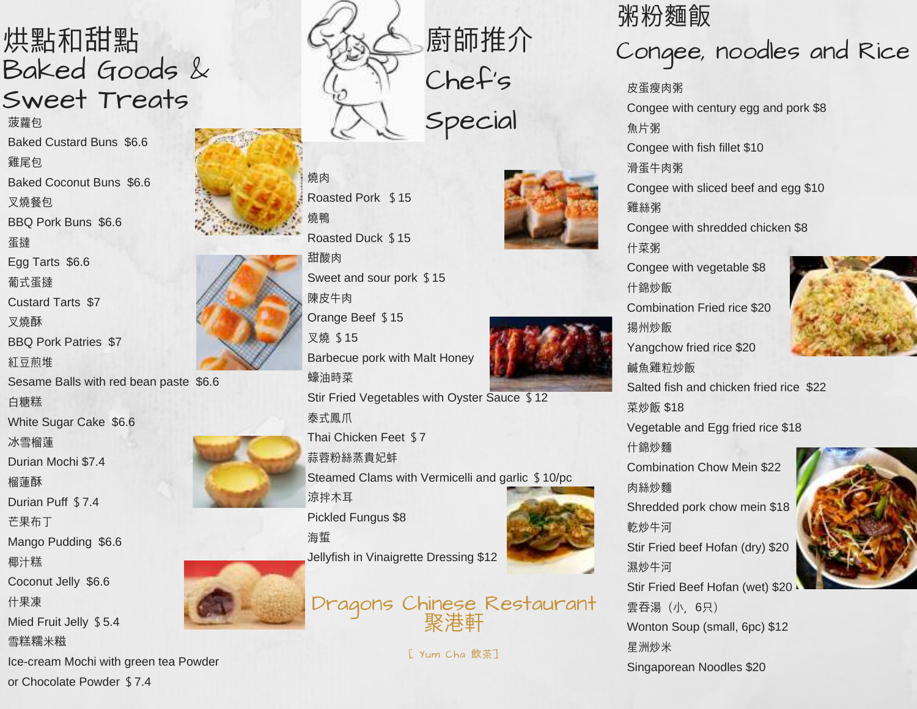## 烘點和甜點
## Baked Goods & Sweet Treats

菠蘿包
Baked Custard Buns $6.6
雞尾包
Baked Coconut Buns $6.6
叉燒餐包
BBQ Pork Buns $6.6
蛋撻
Egg Tarts $6.6
葡式蛋撻
Custard Tarts $7
叉燒酥
BBQ Pork Patries $7
紅豆煎堆
Sesame Balls with red bean paste $6.6
白糖糕
White Sugar Cake $6.6
冰雪榴蓮
Durian Mochi $7.4
榴蓮酥
Durian Puff ＄7.4
芒果布丁
Mango Pudding $6.6
椰汁糕
Coconut Jelly $6.6
什果凍
Mied Fruit Jelly ＄5.4
雪糕糯米糍
Ice-cream Mochi with green tea Powder or Chocolate Powder ＄7.4

## 廚師推介
## Chef's Special

燒肉
Roasted Pork ＄15
燒鴨
Roasted Duck ＄15
甜酸肉
Sweet and sour pork ＄15
陳皮牛肉
Orange Beef ＄15
叉燒 ＄15
Barbecue pork with Malt Honey
蠔油時菜
Stir Fried Vegetables with Oyster Sauce ＄12
泰式鳳爪
Thai Chicken Feet ＄7
蒜蓉粉絲蒸貴妃蚌
Steamed Clams with Vermicelli and garlic ＄10/pc
涼拌木耳
Pickled Fungus $8
海蜇
Jellyfish in Vinaigrette Dressing $12

Dragons Chinese Restaurant
聚港軒

[ Yum Cha 飲茶]

## 粥粉麵飯
## Congee, noodles and Rice

皮蛋瘦肉粥
Congee with century egg and pork $8
魚片粥
Congee with fish fillet $10
滑蛋牛肉粥
Congee with sliced beef and egg $10
雞絲粥
Congee with shredded chicken $8
什菜粥
Congee with vegetable $8
什錦炒飯
Combination Fried rice $20
揚州炒飯
Yangchow fried rice $20
鹹魚雞粒炒飯
Salted fish and chicken fried rice $22
菜炒飯 $18
Vegetable and Egg fried rice $18
什錦炒麵
Combination Chow Mein $22
肉絲炒麵
Shredded pork chow mein $18
乾炒牛河
Stir Fried beef Hofan (dry) $20
濕炒牛河
Stir Fried Beef Hofan (wet) $20
雲吞湯（小，6只）
Wonton Soup (small, 6pc) $12
星洲炒米
Singaporean Noodles $20